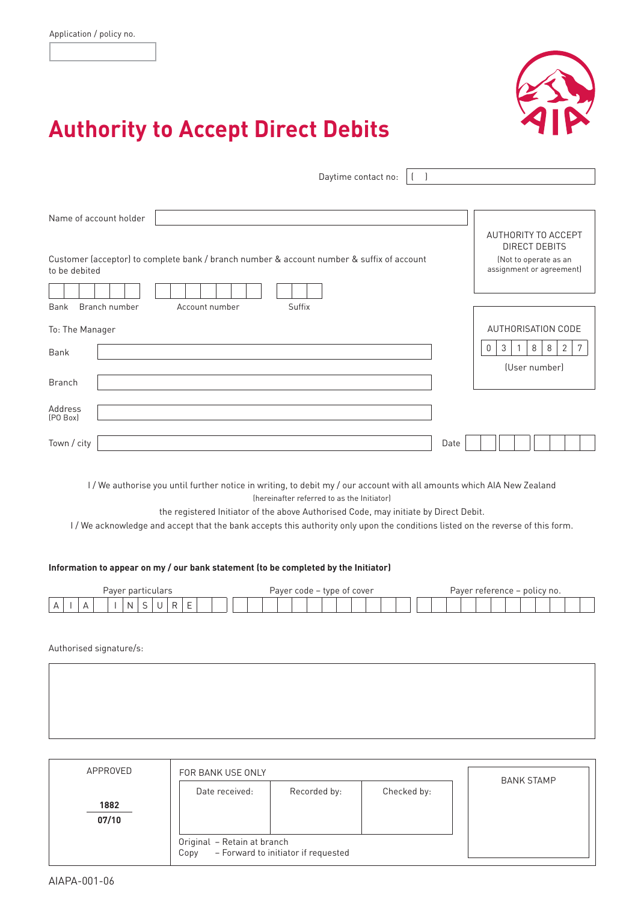Application / policy no.

# Authority to Accept Direct Debits

Daytime contact no: ( )

Name of account holder

AUTHORITY TO ACCEPT DIRECT DEBITS
(Not to operate as an assignment or agreement)

Customer (acceptor) to complete bank / branch number & account number & suffix of account to be debited

Bank | Branch number | Account number | Suffix

AUTHORISATION CODE

| 0 | 3 | 1 | 8 | 8 | 2 | 7 |
|---|---|---|---|---|---|---|

(User number)

To: The Manager

Bank

Branch

Address (PO Box)

Town / city

Date

I / We authorise you until further notice in writing, to debit my / our account with all amounts which AIA New Zealand (hereinafter referred to as the Initiator) the registered Initiator of the above Authorised Code, may initiate by Direct Debit.

I / We acknowledge and accept that the bank accepts this authority only upon the conditions listed on the reverse of this form.

**Information to appear on my / our bank statement (to be completed by the Initiator)**

| Payer particulars | Payer code – type of cover | Payer reference – policy no. |
|---|---|---|
| A I A I N S U R E | | |

Authorised signature/s:

| APPROVED | FOR BANK USE ONLY | | | BANK STAMP |
|---|---|---|---|---|
| **1882** / **07/10** | Date received: | Recorded by: | Checked by: | |

Original – Retain at branch
Copy – Forward to initiator if requested

AIAPA-001-06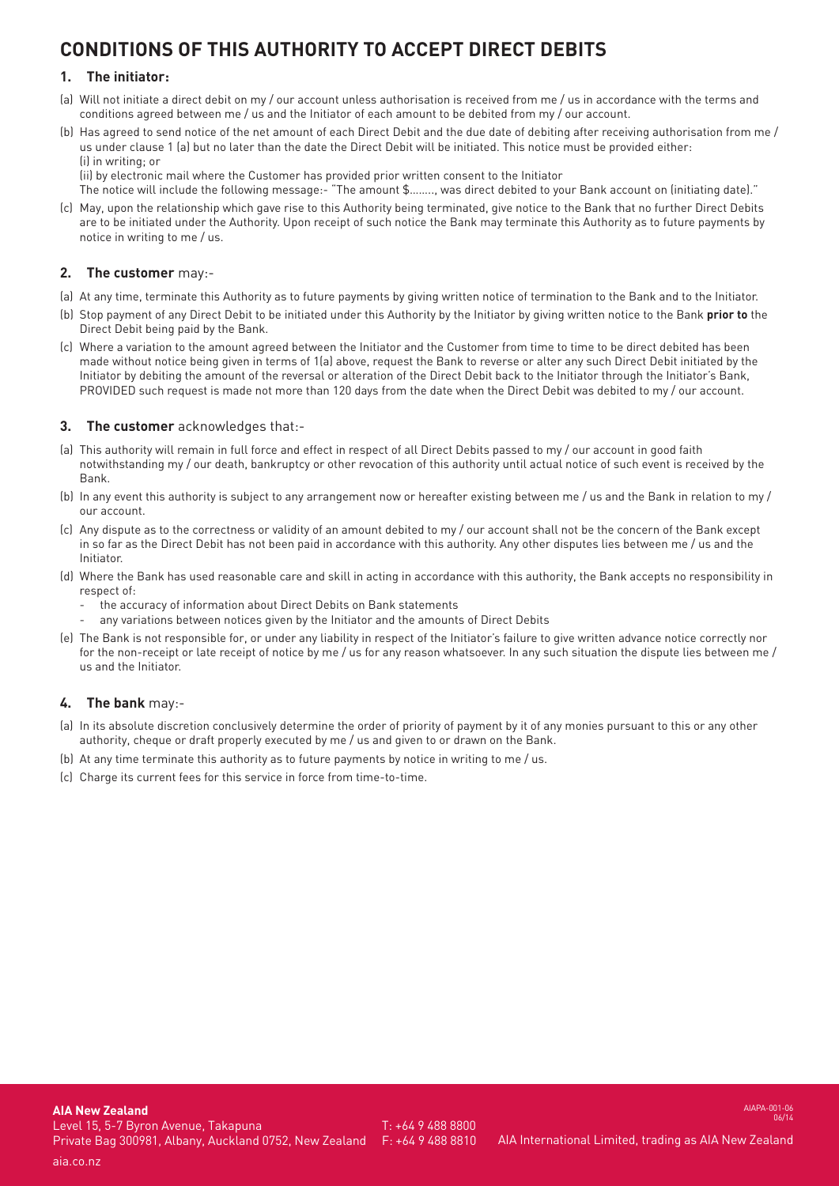# CONDITIONS OF THIS AUTHORITY TO ACCEPT DIRECT DEBITS

## 1. The initiator:

(a) Will not initiate a direct debit on my / our account unless authorisation is received from me / us in accordance with the terms and conditions agreed between me / us and the Initiator of each amount to be debited from my / our account.

(b) Has agreed to send notice of the net amount of each Direct Debit and the due date of debiting after receiving authorisation from me / us under clause 1 (a) but no later than the date the Direct Debit will be initiated. This notice must be provided either:
(i) in writing; or
(ii) by electronic mail where the Customer has provided prior written consent to the Initiator
The notice will include the following message:- "The amount $........, was direct debited to your Bank account on (initiating date)."

(c) May, upon the relationship which gave rise to this Authority being terminated, give notice to the Bank that no further Direct Debits are to be initiated under the Authority. Upon receipt of such notice the Bank may terminate this Authority as to future payments by notice in writing to me / us.

## 2. The customer may:-

(a) At any time, terminate this Authority as to future payments by giving written notice of termination to the Bank and to the Initiator.

(b) Stop payment of any Direct Debit to be initiated under this Authority by the Initiator by giving written notice to the Bank **prior to** the Direct Debit being paid by the Bank.

(c) Where a variation to the amount agreed between the Initiator and the Customer from time to time to be direct debited has been made without notice being given in terms of 1(a) above, request the Bank to reverse or alter any such Direct Debit initiated by the Initiator by debiting the amount of the reversal or alteration of the Direct Debit back to the Initiator through the Initiator's Bank, PROVIDED such request is made not more than 120 days from the date when the Direct Debit was debited to my / our account.

## 3. The customer acknowledges that:-

(a) This authority will remain in full force and effect in respect of all Direct Debits passed to my / our account in good faith notwithstanding my / our death, bankruptcy or other revocation of this authority until actual notice of such event is received by the Bank.

(b) In any event this authority is subject to any arrangement now or hereafter existing between me / us and the Bank in relation to my / our account.

(c) Any dispute as to the correctness or validity of an amount debited to my / our account shall not be the concern of the Bank except in so far as the Direct Debit has not been paid in accordance with this authority. Any other disputes lies between me / us and the Initiator.

(d) Where the Bank has used reasonable care and skill in acting in accordance with this authority, the Bank accepts no responsibility in respect of:
- the accuracy of information about Direct Debits on Bank statements
- any variations between notices given by the Initiator and the amounts of Direct Debits

(e) The Bank is not responsible for, or under any liability in respect of the Initiator's failure to give written advance notice correctly nor for the non-receipt or late receipt of notice by me / us for any reason whatsoever. In any such situation the dispute lies between me / us and the Initiator.

## 4. The bank may:-

(a) In its absolute discretion conclusively determine the order of priority of payment by it of any monies pursuant to this or any other authority, cheque or draft properly executed by me / us and given to or drawn on the Bank.

(b) At any time terminate this authority as to future payments by notice in writing to me / us.

(c) Charge its current fees for this service in force from time-to-time.

**AIA New Zealand**
Level 15, 5-7 Byron Avenue, Takapuna
Private Bag 300981, Albany, Auckland 0752, New Zealand
T: +64 9 488 8800
F: +64 9 488 8810
AIA International Limited, trading as AIA New Zealand
aia.co.nz

AIAPA-001-06 06/14